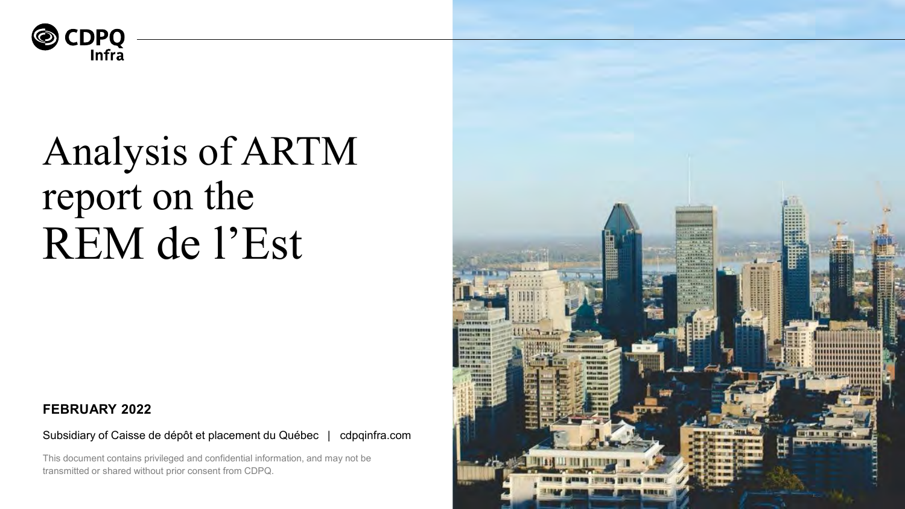CDPQ Infra

# Analysis of ARTM report on the REM de l'Est

**FEBRUARY 2022**

Subsidiary of Caisse de dépôt et placement du Québec | cdpqinfra.com

This document contains privileged and confidential information, and may not be transmitted or shared without prior consent from CDPQ.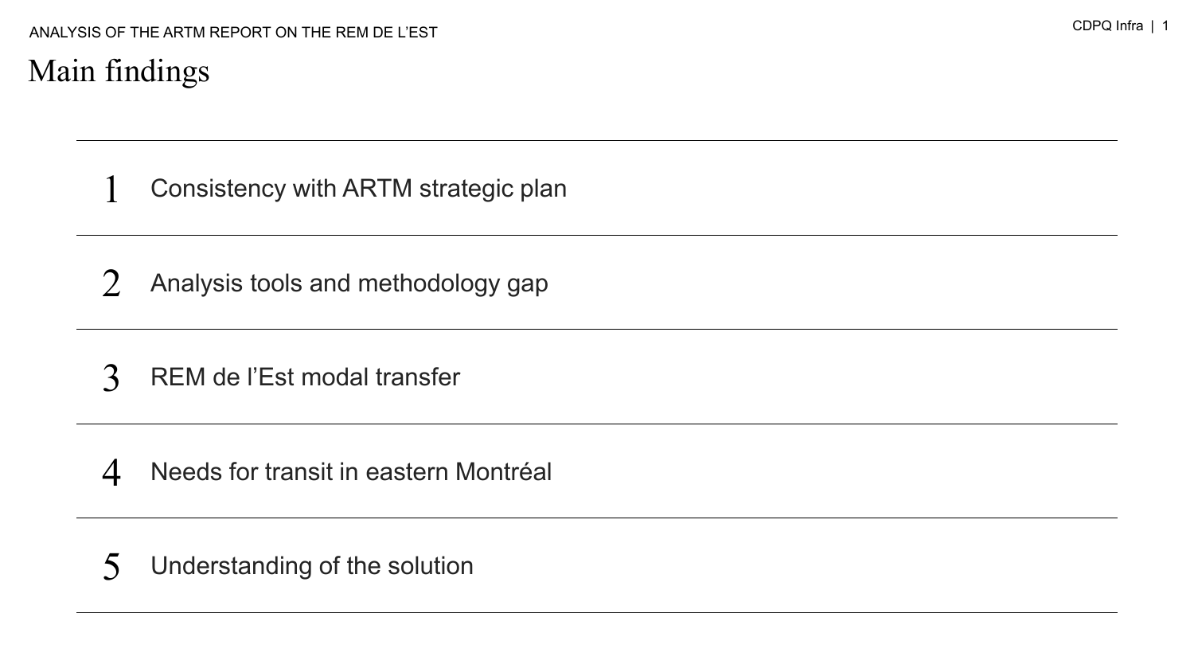# Main findings

1. Consistency with ARTM strategic plan
2. Analysis tools and methodology gap
3. REM de l'Est modal transfer
4. Needs for transit in eastern Montréal
5. Understanding of the solution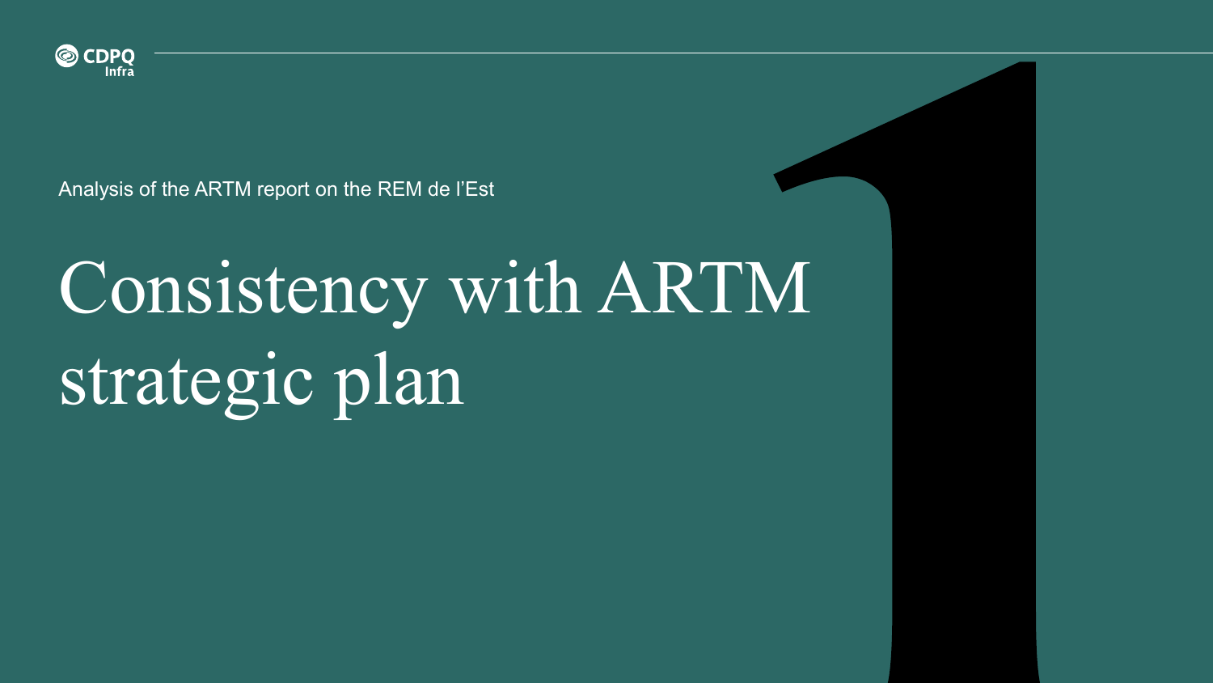Analysis of the ARTM report on the REM de l'Est

# 1 Consistency with ARTM strategic plan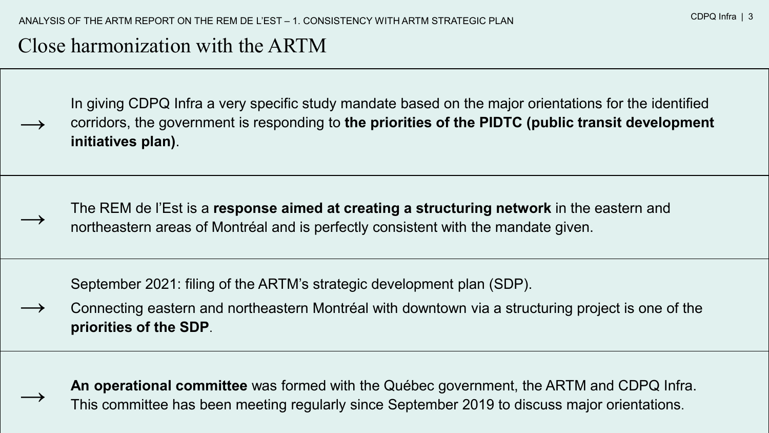ANALYSIS OF THE ARTM REPORT ON THE REM DE L'EST – 1. CONSISTENCY WITH ARTM STRATEGIC PLAN

# Close harmonization with the ARTM

→ In giving CDPQ Infra a very specific study mandate based on the major orientations for the identified corridors, the government is responding to **the priorities of the PIDTC (public transit development initiatives plan)**.

→ The REM de l'Est is a **response aimed at creating a structuring network** in the eastern and northeastern areas of Montréal and is perfectly consistent with the mandate given.

→ September 2021: filing of the ARTM's strategic development plan (SDP).
Connecting eastern and northeastern Montréal with downtown via a structuring project is one of the **priorities of the SDP**.

→ **An operational committee** was formed with the Québec government, the ARTM and CDPQ Infra. This committee has been meeting regularly since September 2019 to discuss major orientations.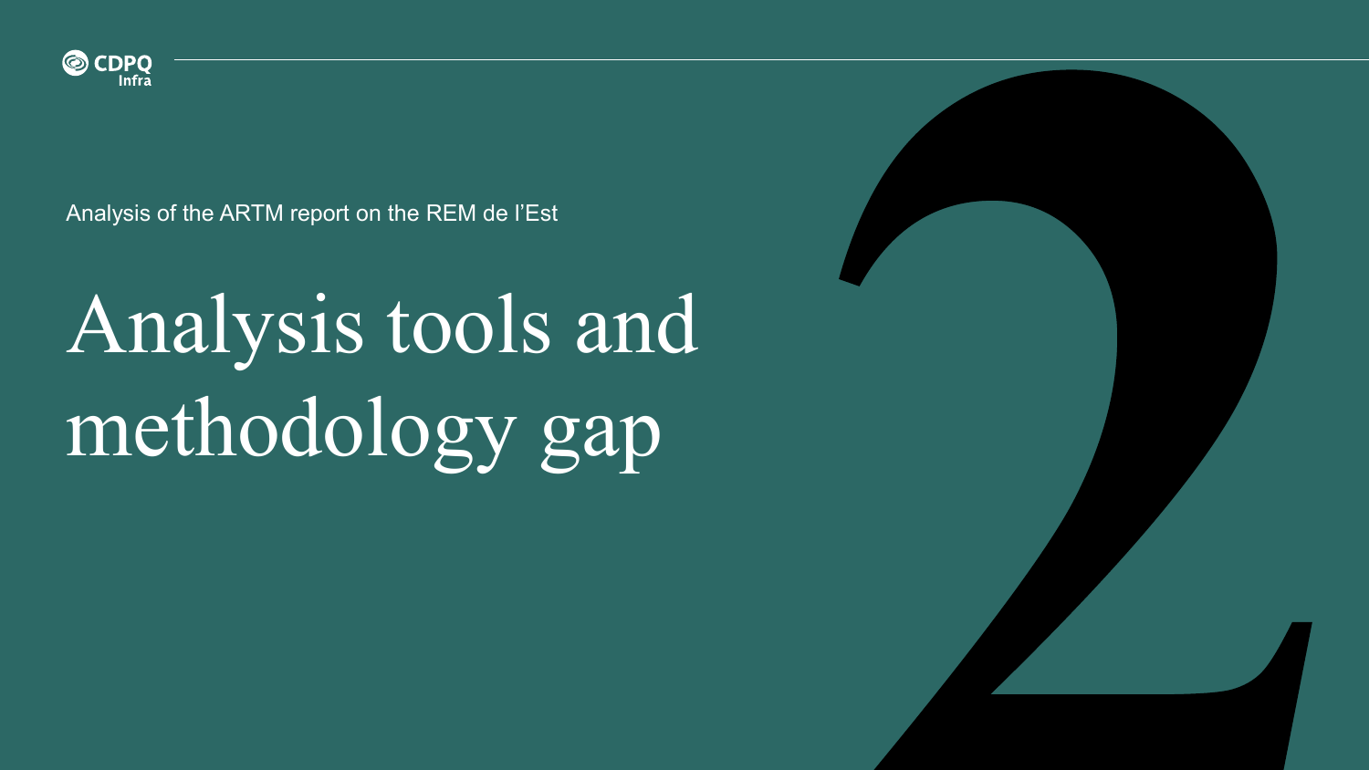Analysis of the ARTM report on the REM de l'Est

# Analysis tools and methodology gap

2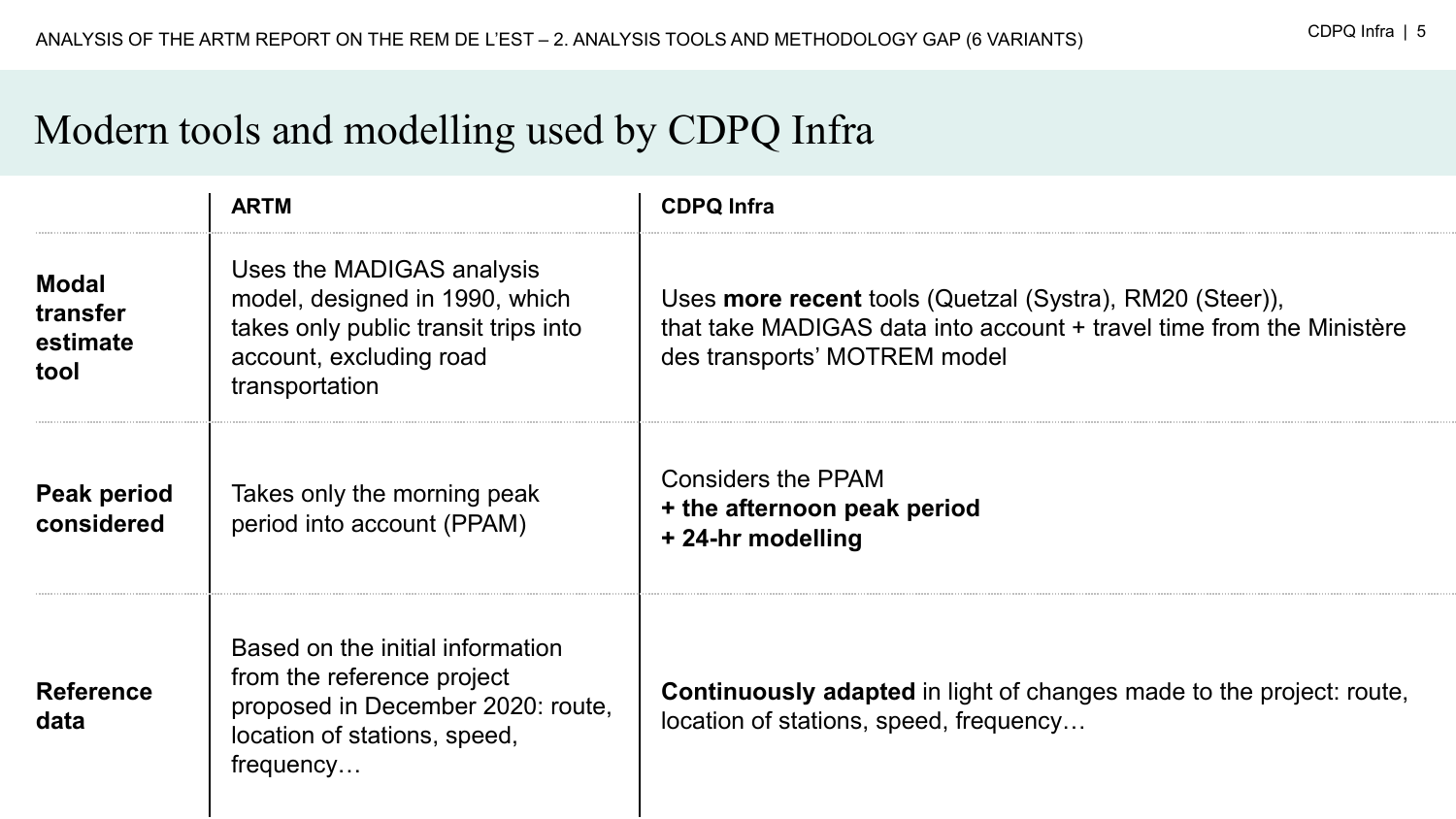# Modern tools and modelling used by CDPQ Infra

| | ARTM | CDPQ Infra |
|---|---|---|
| **Modal transfer estimate tool** | Uses the MADIGAS analysis model, designed in 1990, which takes only public transit trips into account, excluding road transportation | Uses **more recent** tools (Quetzal (Systra), RM20 (Steer)), that take MADIGAS data into account + travel time from the Ministère des transports' MOTREM model |
| **Peak period considered** | Takes only the morning peak period into account (PPAM) | Considers the PPAM<br>**+ the afternoon peak period**<br>**+ 24-hr modelling** |
| **Reference data** | Based on the initial information from the reference project proposed in December 2020: route, location of stations, speed, frequency… | **Continuously adapted** in light of changes made to the project: route, location of stations, speed, frequency… |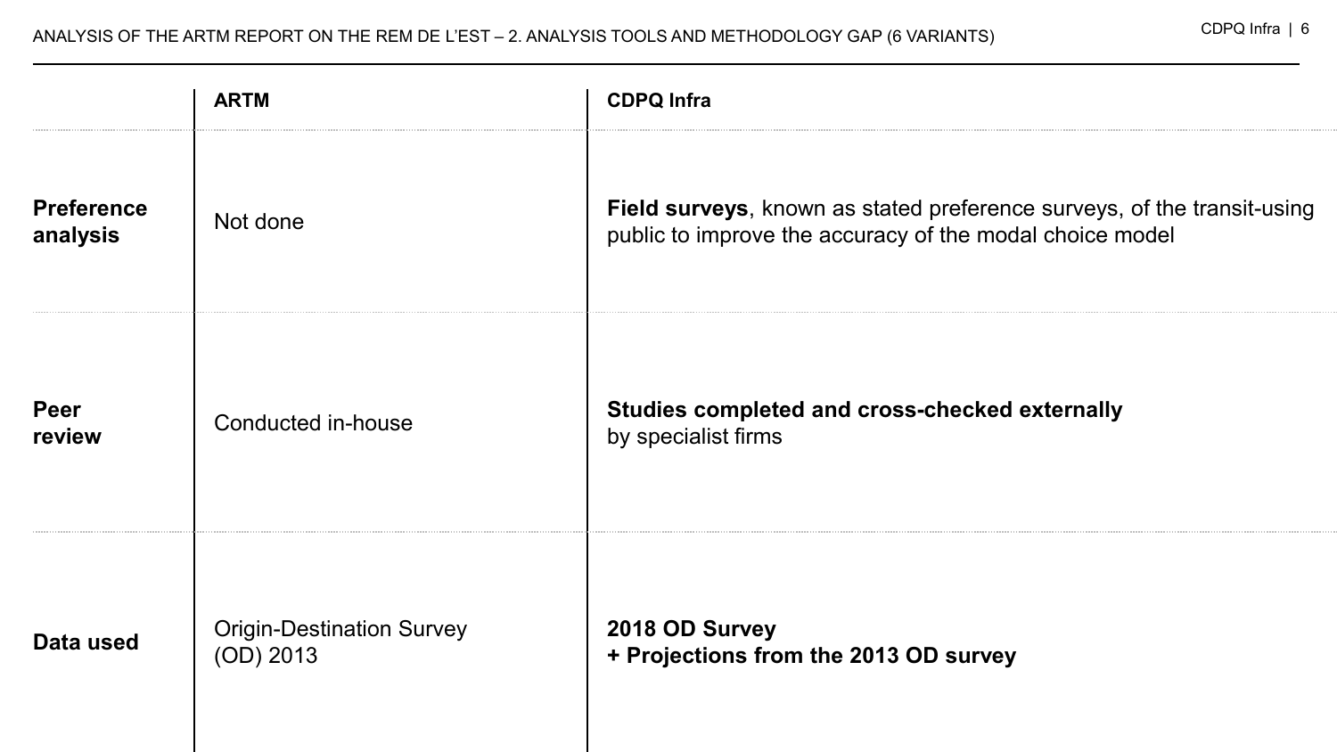# ANALYSIS OF THE ARTM REPORT ON THE REM DE L'EST – 2. ANALYSIS TOOLS AND METHODOLOGY GAP (6 VARIANTS)

| | ARTM | CDPQ Infra |
|---|---|---|
| **Preference analysis** | Not done | **Field surveys**, known as stated preference surveys, of the transit-using public to improve the accuracy of the modal choice model |
| **Peer review** | Conducted in-house | **Studies completed and cross-checked externally** by specialist firms |
| **Data used** | Origin-Destination Survey (OD) 2013 | **2018 OD Survey + Projections from the 2013 OD survey** |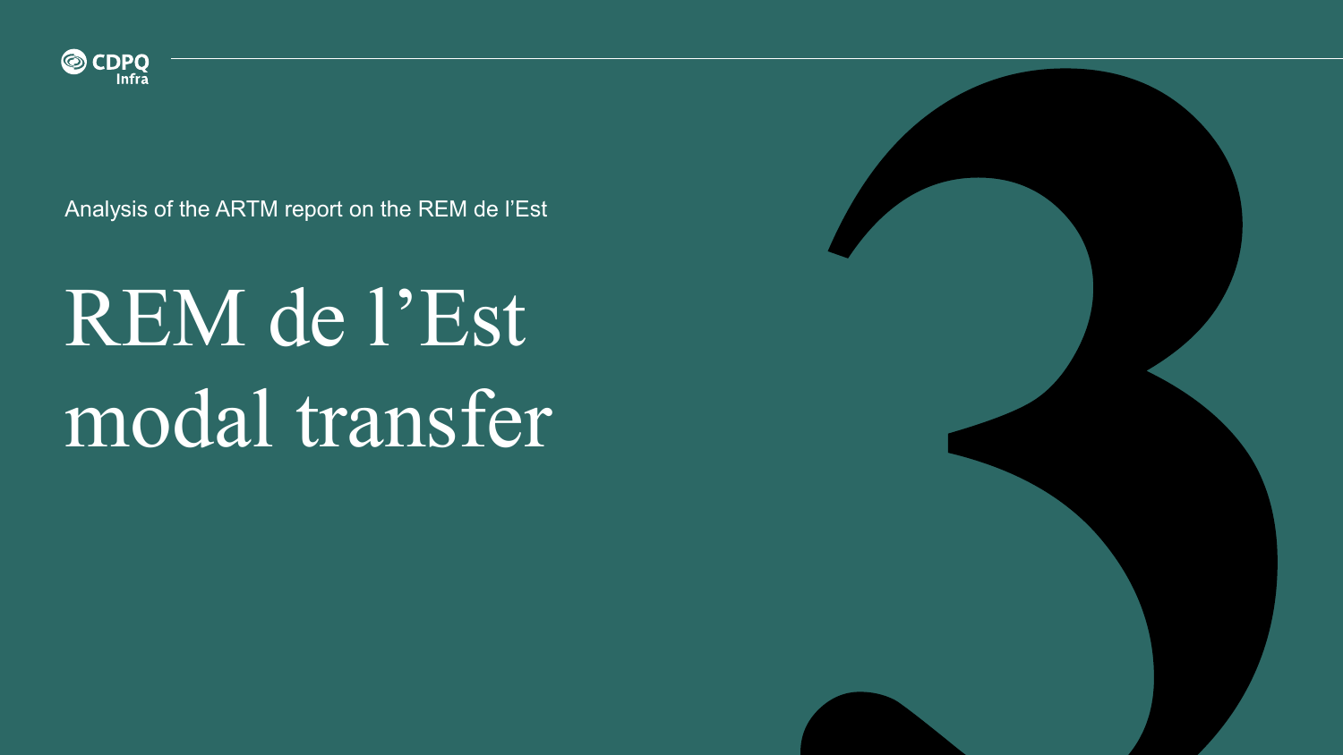Analysis of the ARTM report on the REM de l'Est

# REM de l'Est modal transfer

3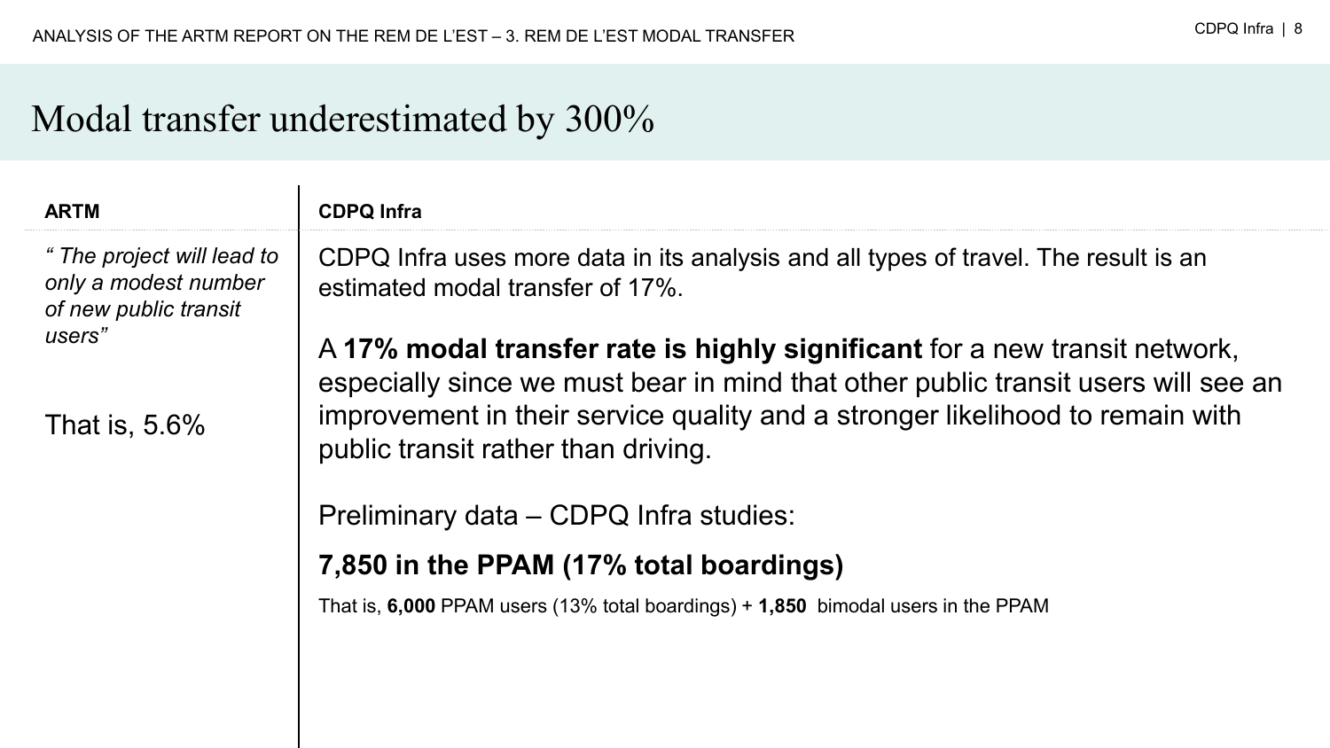# Modal transfer underestimated by 300%

| ARTM | CDPQ Infra |
|---|---|
| *" The project will lead to only a modest number of new public transit users"*<br><br>That is, 5.6% | CDPQ Infra uses more data in its analysis and all types of travel. The result is an estimated modal transfer of 17%.<br><br>A **17% modal transfer rate is highly significant** for a new transit network, especially since we must bear in mind that other public transit users will see an improvement in their service quality and a stronger likelihood to remain with public transit rather than driving.<br><br>Preliminary data – CDPQ Infra studies:<br><br>**7,850 in the PPAM (17% total boardings)**<br><br>That is, **6,000** PPAM users (13% total boardings) + **1,850** bimodal users in the PPAM |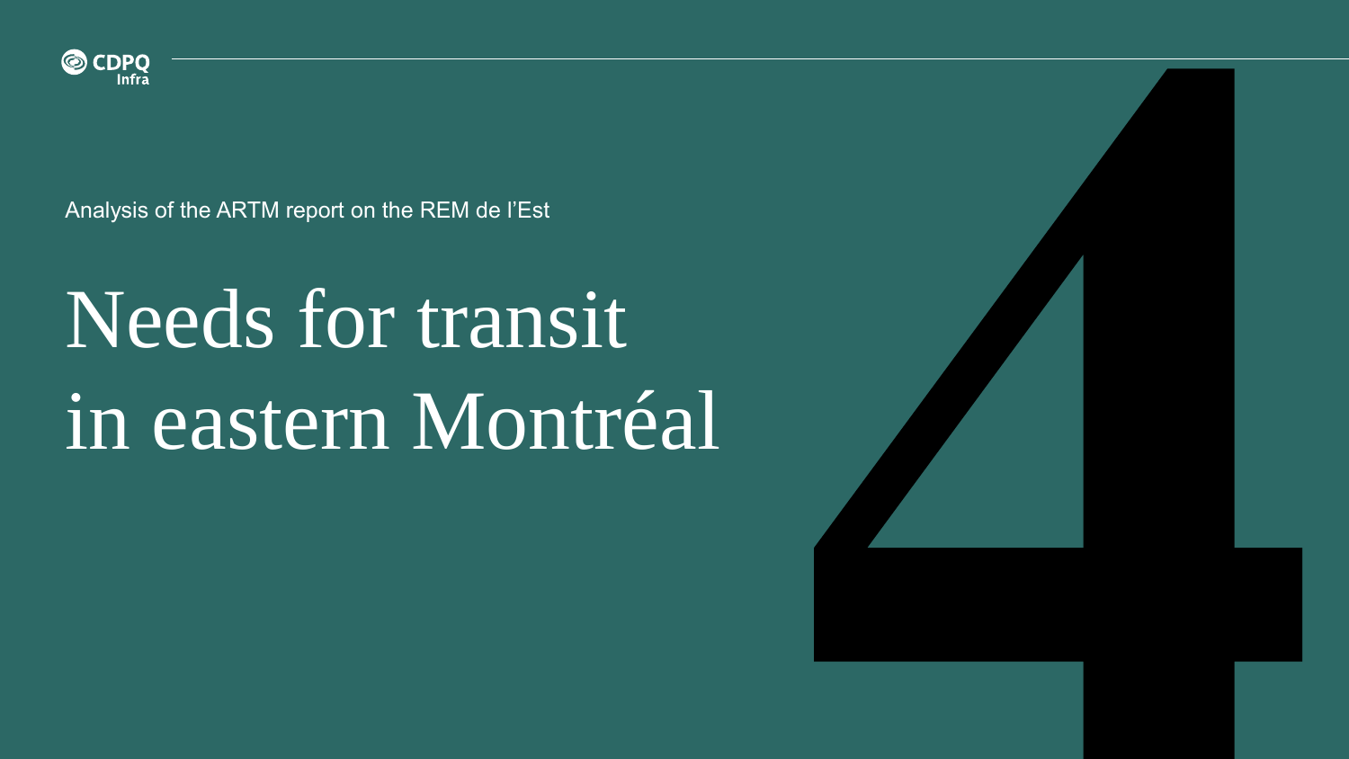Analysis of the ARTM report on the REM de l'Est

# 4 Needs for transit in eastern Montréal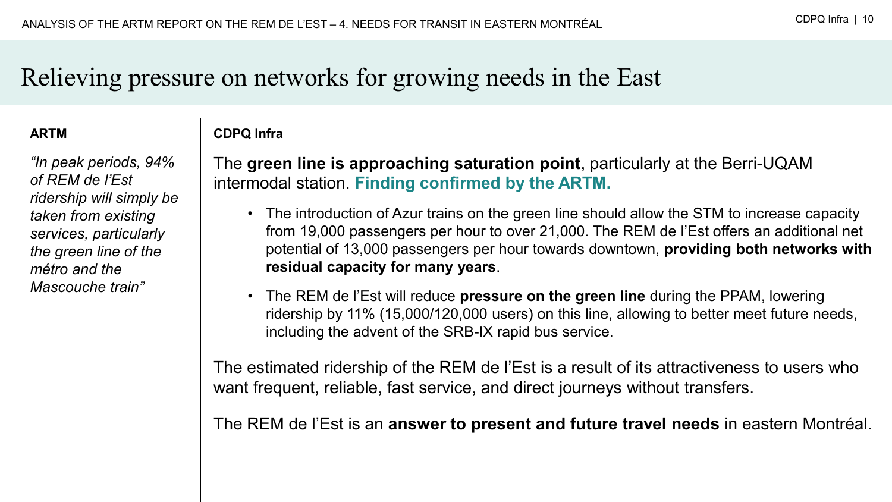# Relieving pressure on networks for growing needs in the East

| ARTM | CDPQ Infra |
|---|---|
| *"In peak periods, 94% of REM de l'Est ridership will simply be taken from existing services, particularly the green line of the métro and the Mascouche train"* | The **green line is approaching saturation point**, particularly at the Berri-UQAM intermodal station. **Finding confirmed by the ARTM.**<br><br>• The introduction of Azur trains on the green line should allow the STM to increase capacity from 19,000 passengers per hour to over 21,000. The REM de l'Est offers an additional net potential of 13,000 passengers per hour towards downtown, **providing both networks with residual capacity for many years**.<br><br>• The REM de l'Est will reduce **pressure on the green line** during the PPAM, lowering ridership by 11% (15,000/120,000 users) on this line, allowing to better meet future needs, including the advent of the SRB-IX rapid bus service.<br><br>The estimated ridership of the REM de l'Est is a result of its attractiveness to users who want frequent, reliable, fast service, and direct journeys without transfers.<br><br>The REM de l'Est is an **answer to present and future travel needs** in eastern Montréal. |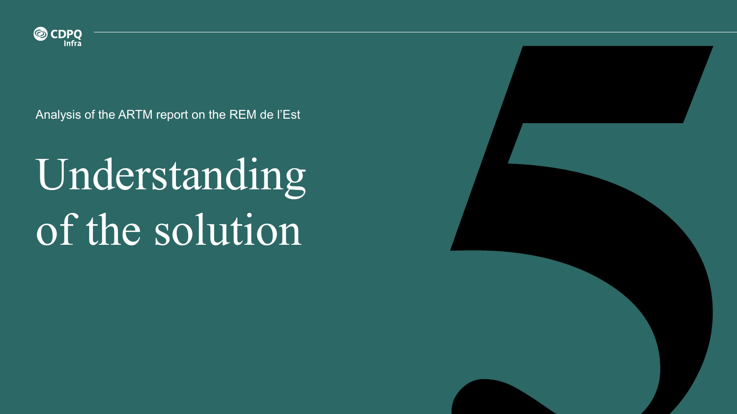Analysis of the ARTM report on the REM de l'Est

# Understanding of the solution

5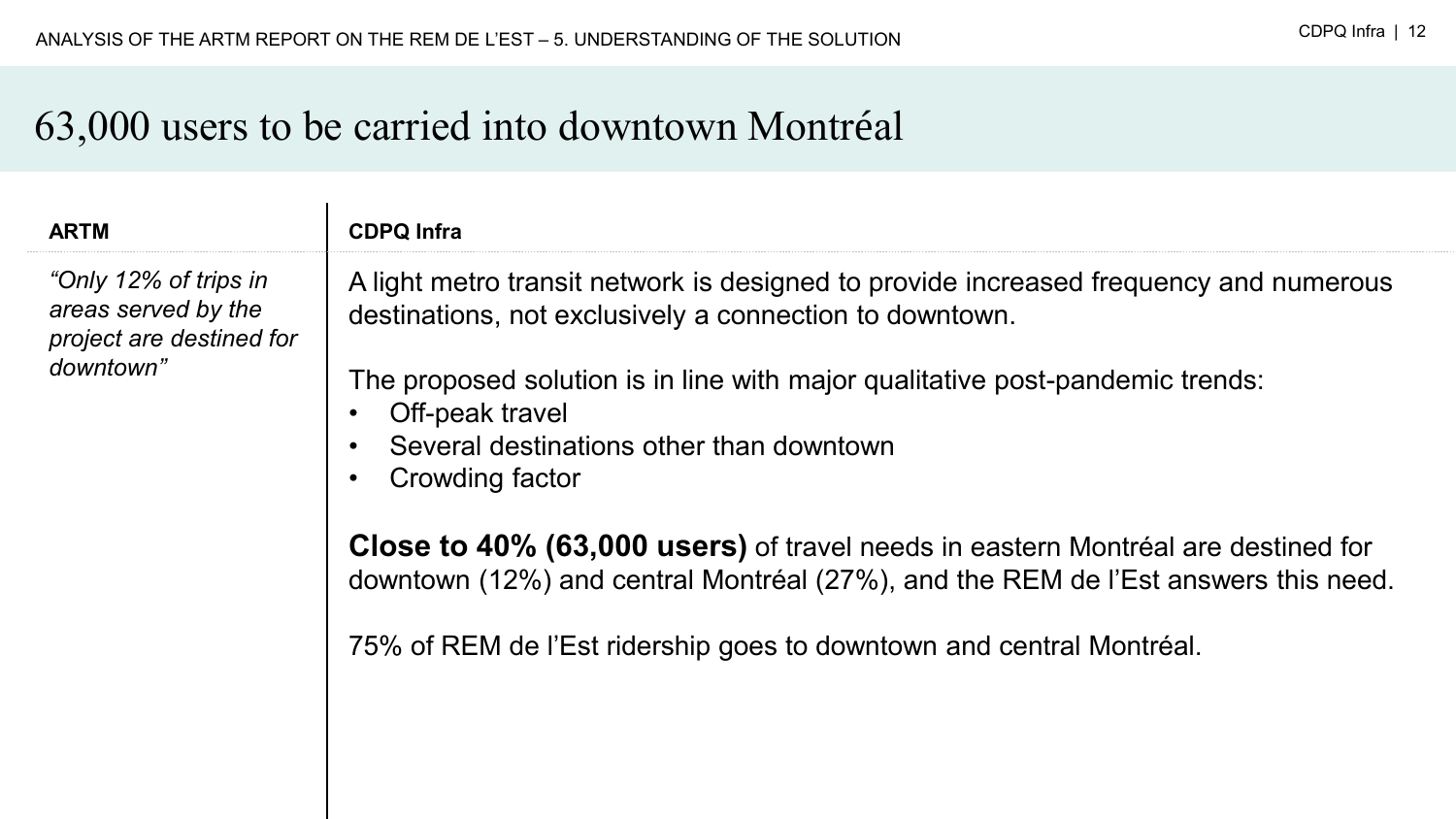# 63,000 users to be carried into downtown Montréal

| ARTM | CDPQ Infra |
|---|---|
| *“Only 12% of trips in areas served by the project are destined for downtown”* | A light metro transit network is designed to provide increased frequency and numerous destinations, not exclusively a connection to downtown.<br><br>The proposed solution is in line with major qualitative post-pandemic trends:<br>• Off-peak travel<br>• Several destinations other than downtown<br>• Crowding factor<br><br>**Close to 40% (63,000 users)** of travel needs in eastern Montréal are destined for downtown (12%) and central Montréal (27%), and the REM de l’Est answers this need.<br><br>75% of REM de l’Est ridership goes to downtown and central Montréal. |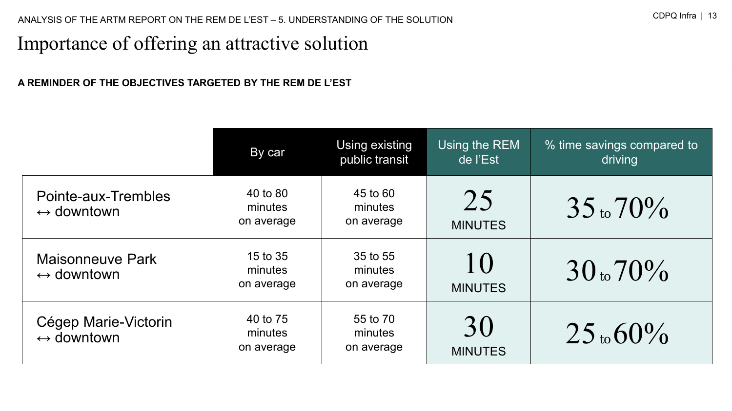# Importance of offering an attractive solution

**A REMINDER OF THE OBJECTIVES TARGETED BY THE REM DE L'EST**

| | By car | Using existing public transit | Using the REM de l'Est | % time savings compared to driving |
|---|---|---|---|---|
| Pointe-aux-Trembles ↔ downtown | 40 to 80 minutes on average | 45 to 60 minutes on average | 25 MINUTES | 35 to 70% |
| Maisonneuve Park ↔ downtown | 15 to 35 minutes on average | 35 to 55 minutes on average | 10 MINUTES | 30 to 70% |
| Cégep Marie-Victorin ↔ downtown | 40 to 75 minutes on average | 55 to 70 minutes on average | 30 MINUTES | 25 to 60% |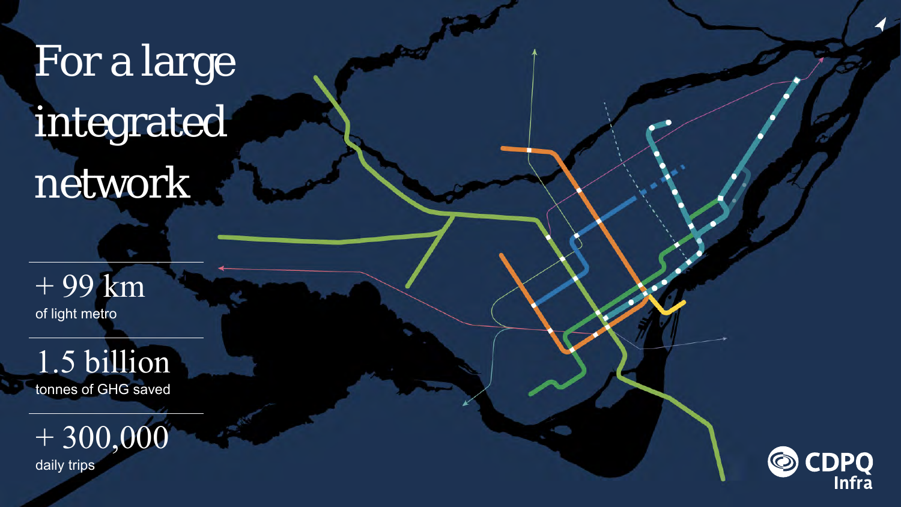# For a large integrated network

**+ 99 km**
of light metro

**1.5 billion**
tonnes of GHG saved

**+ 300,000**
daily trips

CDPQ Infra